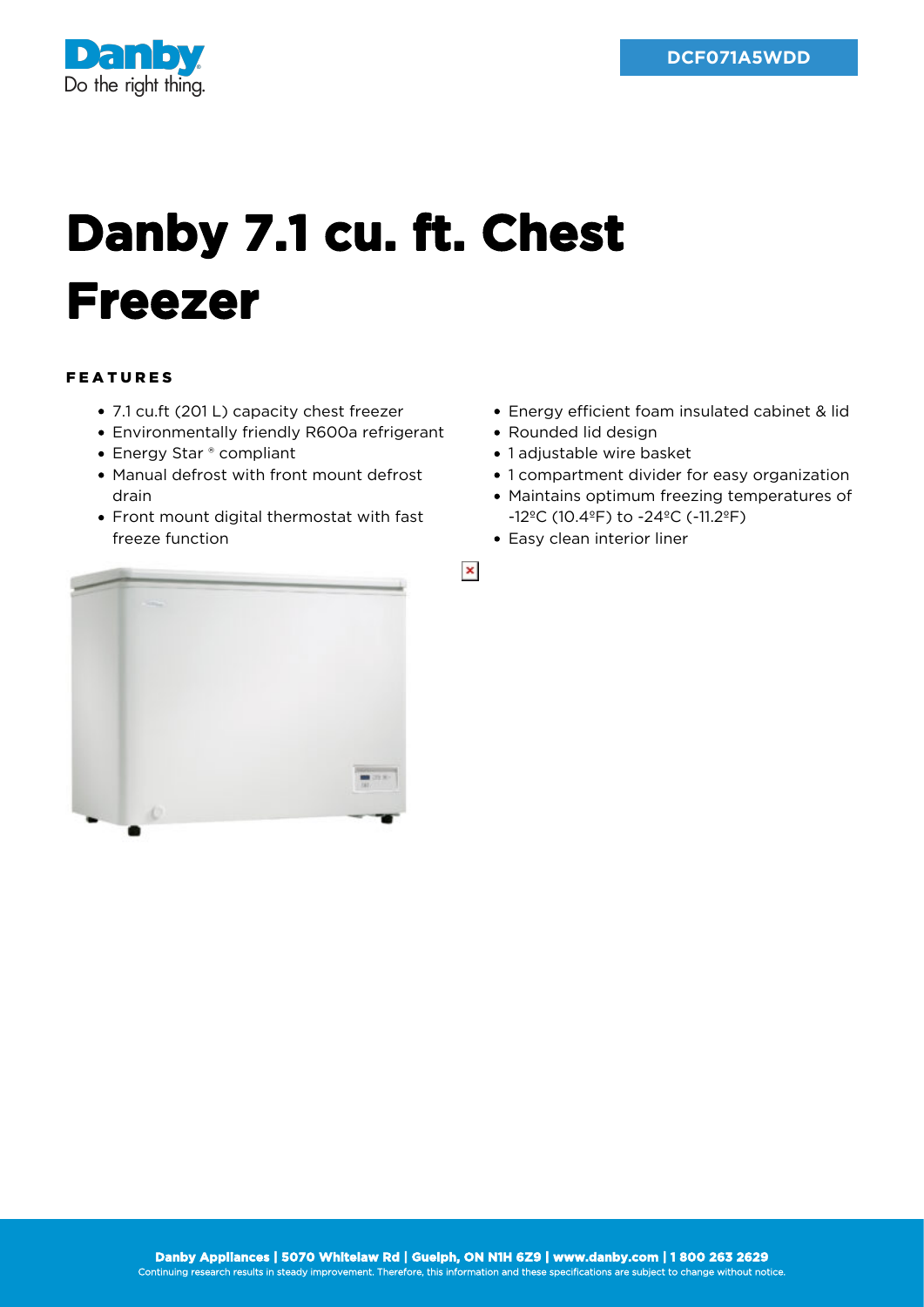DCF071A5WDD

# Danby 7.1 cu. ft. Chest Freezer

## FEATURES

- 7.1 cu.ft (201 L) capacity chest freezer
- Environmentally friendly R600a refrigerant
- Energy Star ® compliant
- Manual defrost with front mount defrost drain
- Front mount digital thermostat with fast freeze function
- Energy efficient foam insulated cabinet & lid
- Rounded lid design
- 1 adjustable wire basket
- 1 compartment divider for easy organization
- Maintains optimum freezing temperatures of -12ºC (10.4ºF) to -24ºC (-11.2ºF)
- Easy clean interior liner

**Danby Appliances | 5070 Whitelaw Rd | Guelph, ON N1H 6Z9 | www.danby.com | 1 800 263 2629**
Continuing research results in steady improvement. Therefore, this information and these specifications are subject to change without notice.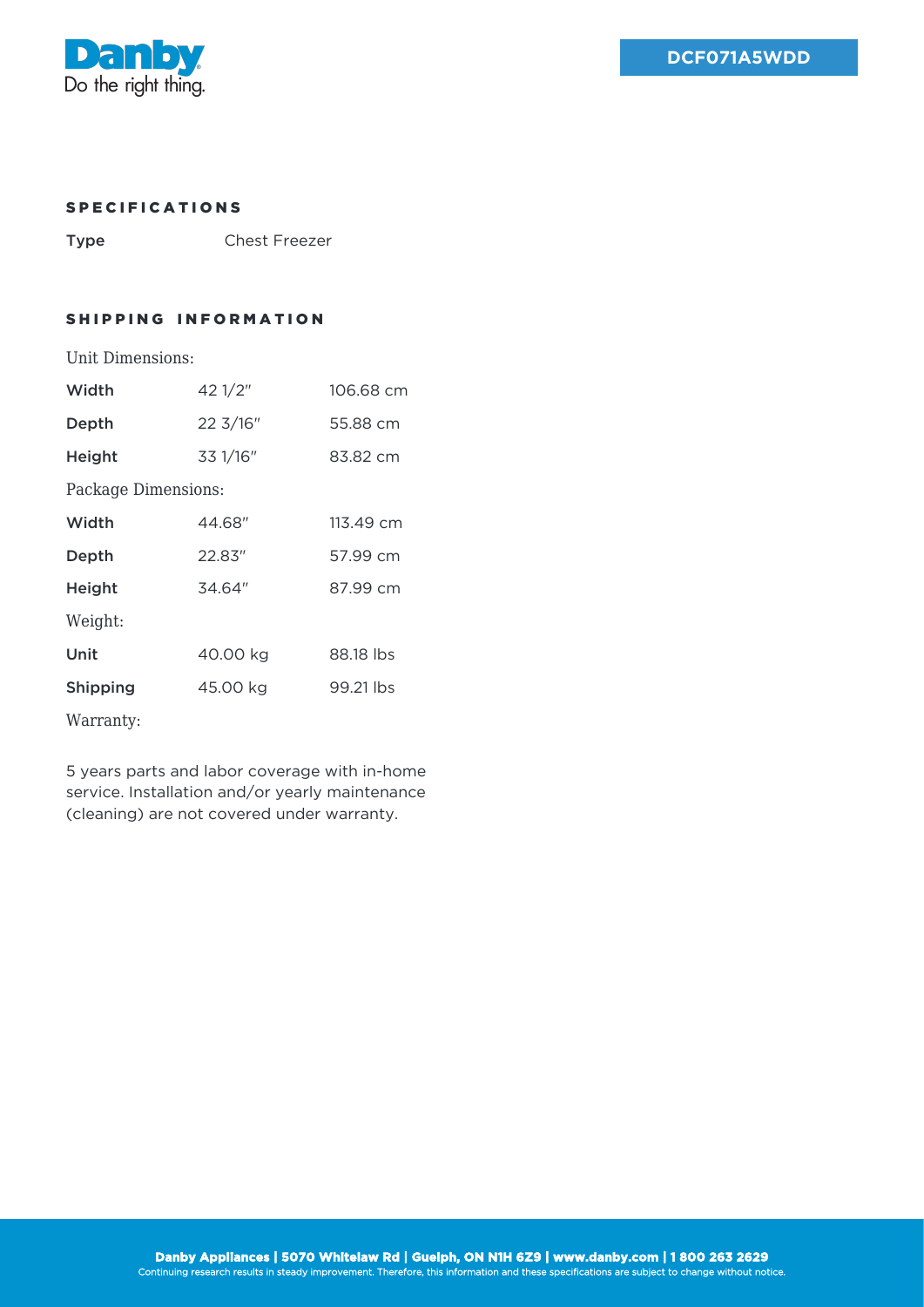DCF071A5WDD

## SPECIFICATIONS

| | |
|---|---|
| **Type** | Chest Freezer |

## SHIPPING INFORMATION

Unit Dimensions:

| | | |
|---|---|---|
| **Width** | 42 1/2″ | 106.68 cm |
| **Depth** | 22 3/16″ | 55.88 cm |
| **Height** | 33 1/16″ | 83.82 cm |

Package Dimensions:

| | | |
|---|---|---|
| **Width** | 44.68″ | 113.49 cm |
| **Depth** | 22.83″ | 57.99 cm |
| **Height** | 34.64″ | 87.99 cm |

Weight:

| | | |
|---|---|---|
| **Unit** | 40.00 kg | 88.18 lbs |
| **Shipping** | 45.00 kg | 99.21 lbs |

Warranty:

5 years parts and labor coverage with in-home service. Installation and/or yearly maintenance (cleaning) are not covered under warranty.

**Danby Appliances | 5070 Whitelaw Rd | Guelph, ON N1H 6Z9 | www.danby.com | 1 800 263 2629**
Continuing research results in steady improvement. Therefore, this information and these specifications are subject to change without notice.